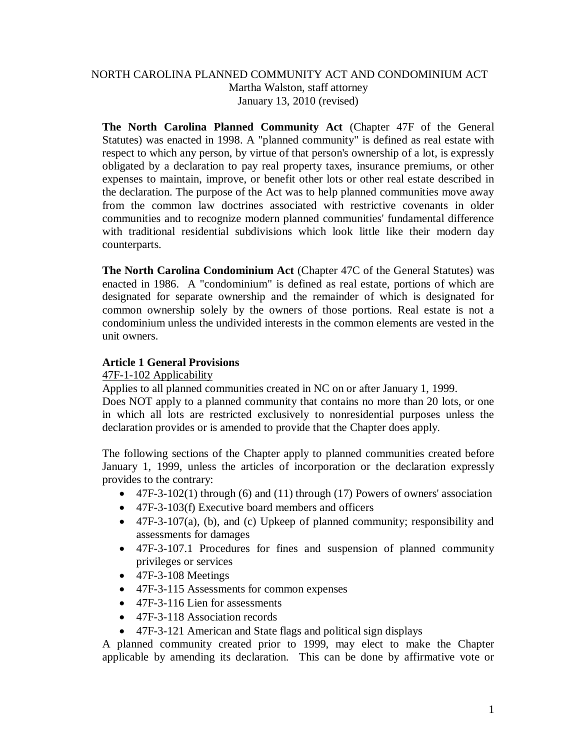NORTH CAROLINA PLANNED COMMUNITY ACT AND CONDOMINIUM ACT
Martha Walston, staff attorney
January 13, 2010 (revised)

**The North Carolina Planned Community Act** (Chapter 47F of the General Statutes) was enacted in 1998. A "planned community" is defined as real estate with respect to which any person, by virtue of that person's ownership of a lot, is expressly obligated by a declaration to pay real property taxes, insurance premiums, or other expenses to maintain, improve, or benefit other lots or other real estate described in the declaration. The purpose of the Act was to help planned communities move away from the common law doctrines associated with restrictive covenants in older communities and to recognize modern planned communities' fundamental difference with traditional residential subdivisions which look little like their modern day counterparts.

**The North Carolina Condominium Act** (Chapter 47C of the General Statutes) was enacted in 1986. A "condominium" is defined as real estate, portions of which are designated for separate ownership and the remainder of which is designated for common ownership solely by the owners of those portions. Real estate is not a condominium unless the undivided interests in the common elements are vested in the unit owners.

**Article 1 General Provisions**

<u>47F-1-102 Applicability</u>

Applies to all planned communities created in NC on or after January 1, 1999.
Does NOT apply to a planned community that contains no more than 20 lots, or one in which all lots are restricted exclusively to nonresidential purposes unless the declaration provides or is amended to provide that the Chapter does apply.

The following sections of the Chapter apply to planned communities created before January 1, 1999, unless the articles of incorporation or the declaration expressly provides to the contrary:

- 47F-3-102(1) through (6) and (11) through (17) Powers of owners' association
- 47F-3-103(f) Executive board members and officers
- 47F-3-107(a), (b), and (c) Upkeep of planned community; responsibility and assessments for damages
- 47F-3-107.1 Procedures for fines and suspension of planned community privileges or services
- 47F-3-108 Meetings
- 47F-3-115 Assessments for common expenses
- 47F-3-116 Lien for assessments
- 47F-3-118 Association records
- 47F-3-121 American and State flags and political sign displays

A planned community created prior to 1999, may elect to make the Chapter applicable by amending its declaration. This can be done by affirmative vote or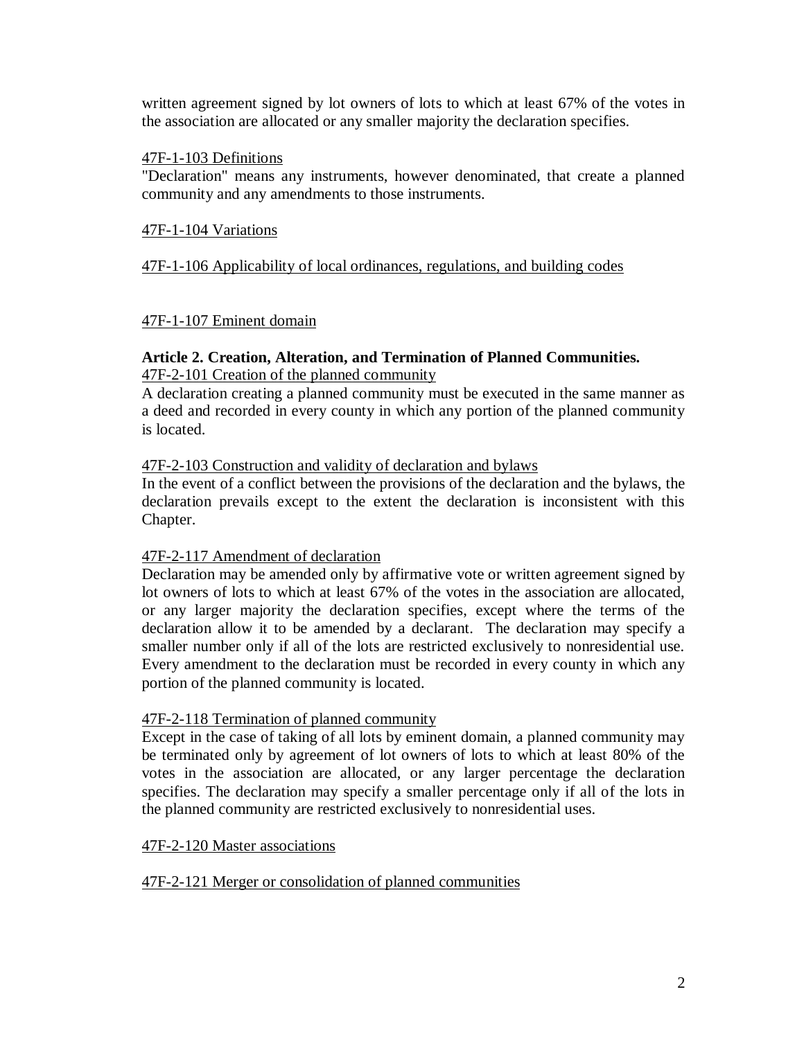written agreement signed by lot owners of lots to which at least 67% of the votes in the association are allocated or any smaller majority the declaration specifies.

<u>47F-1-103 Definitions</u>

"Declaration" means any instruments, however denominated, that create a planned community and any amendments to those instruments.

<u>47F-1-104 Variations</u>

<u>47F-1-106 Applicability of local ordinances, regulations, and building codes</u>

<u>47F-1-107 Eminent domain</u>

**Article 2. Creation, Alteration, and Termination of Planned Communities.**

<u>47F-2-101 Creation of the planned community</u>

A declaration creating a planned community must be executed in the same manner as a deed and recorded in every county in which any portion of the planned community is located.

<u>47F-2-103 Construction and validity of declaration and bylaws</u>

In the event of a conflict between the provisions of the declaration and the bylaws, the declaration prevails except to the extent the declaration is inconsistent with this Chapter.

<u>47F-2-117 Amendment of declaration</u>

Declaration may be amended only by affirmative vote or written agreement signed by lot owners of lots to which at least 67% of the votes in the association are allocated, or any larger majority the declaration specifies, except where the terms of the declaration allow it to be amended by a declarant. The declaration may specify a smaller number only if all of the lots are restricted exclusively to nonresidential use. Every amendment to the declaration must be recorded in every county in which any portion of the planned community is located.

<u>47F-2-118 Termination of planned community</u>

Except in the case of taking of all lots by eminent domain, a planned community may be terminated only by agreement of lot owners of lots to which at least 80% of the votes in the association are allocated, or any larger percentage the declaration specifies. The declaration may specify a smaller percentage only if all of the lots in the planned community are restricted exclusively to nonresidential uses.

<u>47F-2-120 Master associations</u>

<u>47F-2-121 Merger or consolidation of planned communities</u>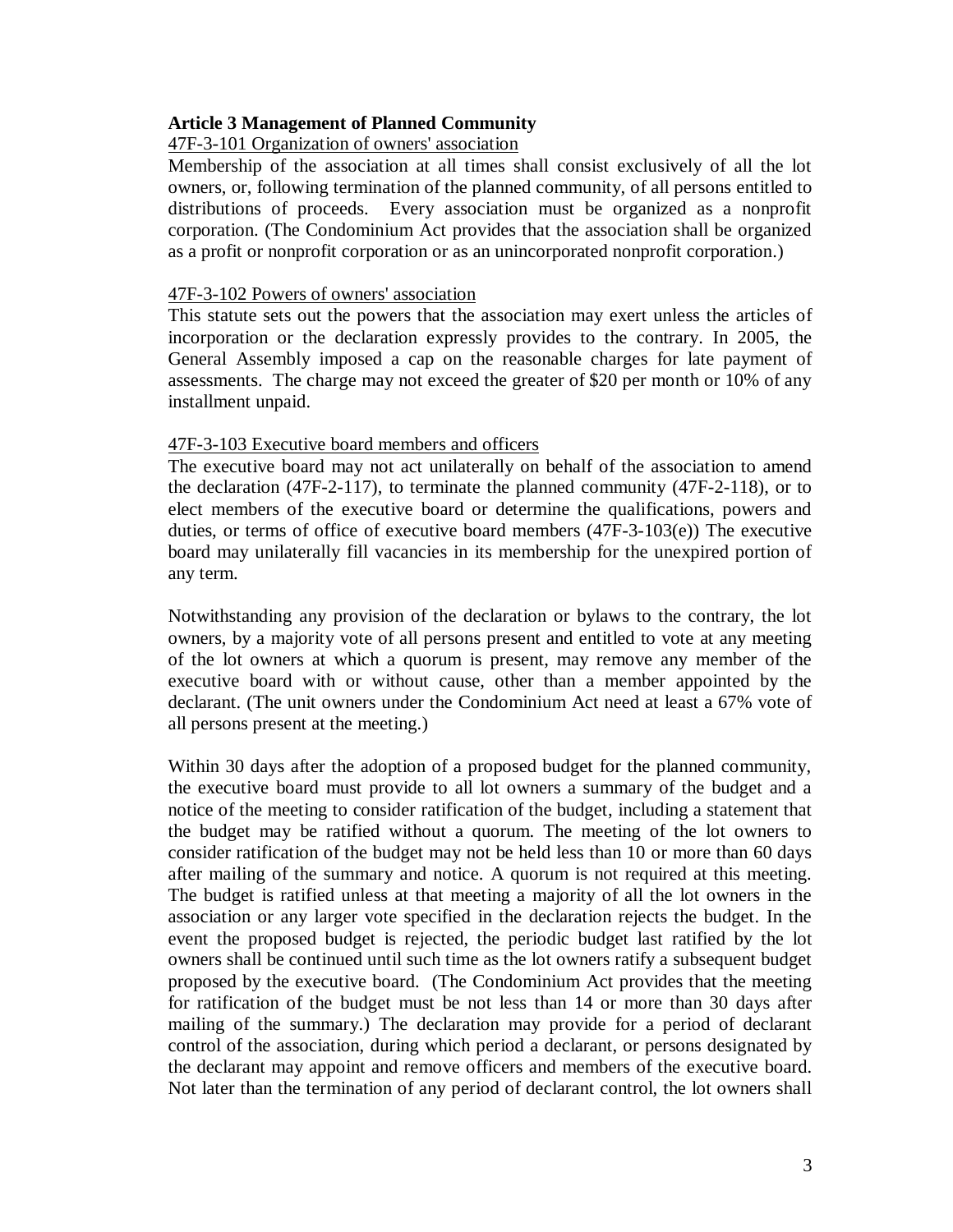**Article 3 Management of Planned Community**

47F-3-101 Organization of owners' association

Membership of the association at all times shall consist exclusively of all the lot owners, or, following termination of the planned community, of all persons entitled to distributions of proceeds. Every association must be organized as a nonprofit corporation. (The Condominium Act provides that the association shall be organized as a profit or nonprofit corporation or as an unincorporated nonprofit corporation.)

47F-3-102 Powers of owners' association

This statute sets out the powers that the association may exert unless the articles of incorporation or the declaration expressly provides to the contrary. In 2005, the General Assembly imposed a cap on the reasonable charges for late payment of assessments. The charge may not exceed the greater of $20 per month or 10% of any installment unpaid.

47F-3-103 Executive board members and officers

The executive board may not act unilaterally on behalf of the association to amend the declaration (47F-2-117), to terminate the planned community (47F-2-118), or to elect members of the executive board or determine the qualifications, powers and duties, or terms of office of executive board members (47F-3-103(e)) The executive board may unilaterally fill vacancies in its membership for the unexpired portion of any term.

Notwithstanding any provision of the declaration or bylaws to the contrary, the lot owners, by a majority vote of all persons present and entitled to vote at any meeting of the lot owners at which a quorum is present, may remove any member of the executive board with or without cause, other than a member appointed by the declarant. (The unit owners under the Condominium Act need at least a 67% vote of all persons present at the meeting.)

Within 30 days after the adoption of a proposed budget for the planned community, the executive board must provide to all lot owners a summary of the budget and a notice of the meeting to consider ratification of the budget, including a statement that the budget may be ratified without a quorum. The meeting of the lot owners to consider ratification of the budget may not be held less than 10 or more than 60 days after mailing of the summary and notice. A quorum is not required at this meeting. The budget is ratified unless at that meeting a majority of all the lot owners in the association or any larger vote specified in the declaration rejects the budget. In the event the proposed budget is rejected, the periodic budget last ratified by the lot owners shall be continued until such time as the lot owners ratify a subsequent budget proposed by the executive board. (The Condominium Act provides that the meeting for ratification of the budget must be not less than 14 or more than 30 days after mailing of the summary.) The declaration may provide for a period of declarant control of the association, during which period a declarant, or persons designated by the declarant may appoint and remove officers and members of the executive board. Not later than the termination of any period of declarant control, the lot owners shall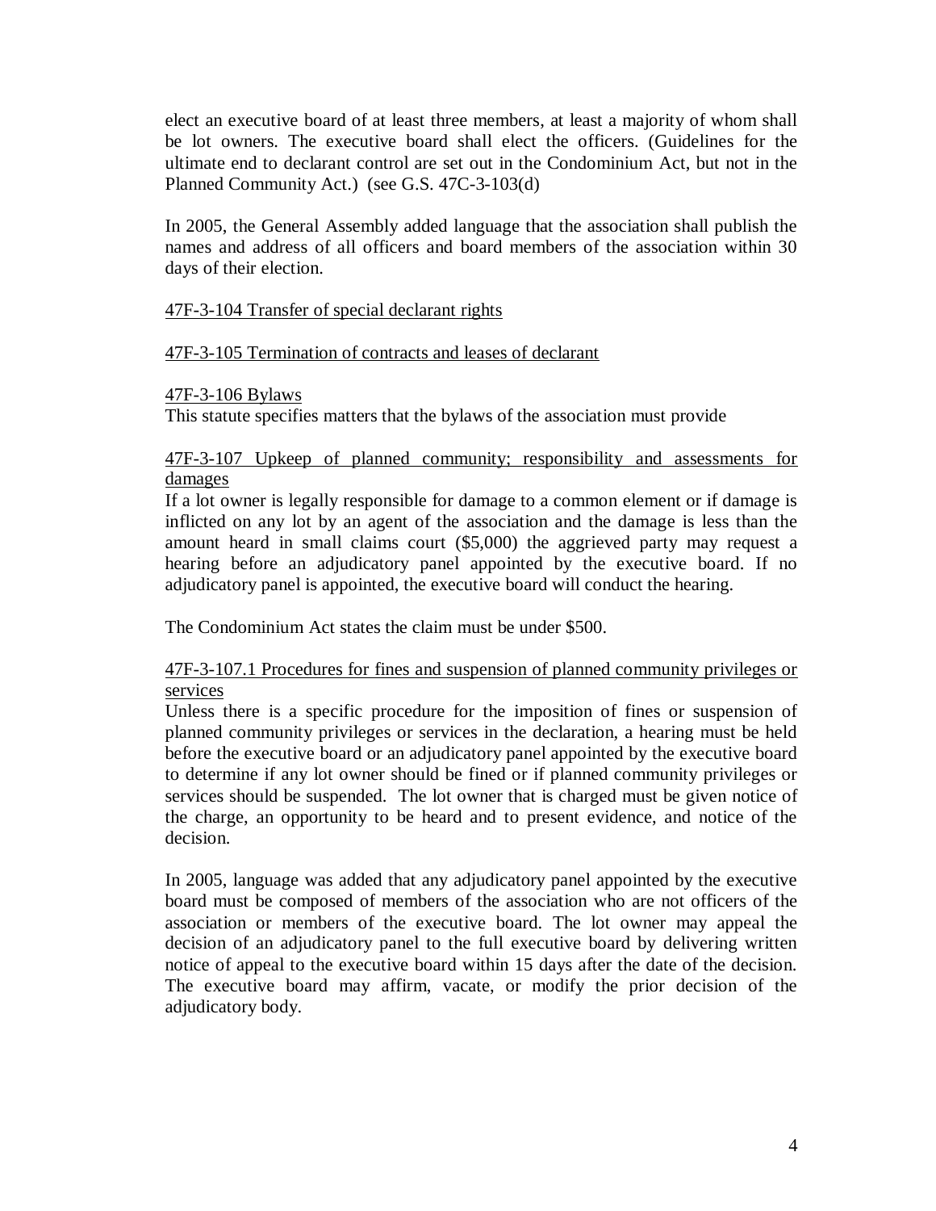elect an executive board of at least three members, at least a majority of whom shall be lot owners. The executive board shall elect the officers. (Guidelines for the ultimate end to declarant control are set out in the Condominium Act, but not in the Planned Community Act.) (see G.S. 47C-3-103(d)

In 2005, the General Assembly added language that the association shall publish the names and address of all officers and board members of the association within 30 days of their election.

<u>47F-3-104 Transfer of special declarant rights</u>

<u>47F-3-105 Termination of contracts and leases of declarant</u>

<u>47F-3-106 Bylaws</u>

This statute specifies matters that the bylaws of the association must provide

<u>47F-3-107 Upkeep of planned community; responsibility and assessments for damages</u>

If a lot owner is legally responsible for damage to a common element or if damage is inflicted on any lot by an agent of the association and the damage is less than the amount heard in small claims court ($5,000) the aggrieved party may request a hearing before an adjudicatory panel appointed by the executive board. If no adjudicatory panel is appointed, the executive board will conduct the hearing.

The Condominium Act states the claim must be under $500.

<u>47F-3-107.1 Procedures for fines and suspension of planned community privileges or services</u>

Unless there is a specific procedure for the imposition of fines or suspension of planned community privileges or services in the declaration, a hearing must be held before the executive board or an adjudicatory panel appointed by the executive board to determine if any lot owner should be fined or if planned community privileges or services should be suspended. The lot owner that is charged must be given notice of the charge, an opportunity to be heard and to present evidence, and notice of the decision.

In 2005, language was added that any adjudicatory panel appointed by the executive board must be composed of members of the association who are not officers of the association or members of the executive board. The lot owner may appeal the decision of an adjudicatory panel to the full executive board by delivering written notice of appeal to the executive board within 15 days after the date of the decision. The executive board may affirm, vacate, or modify the prior decision of the adjudicatory body.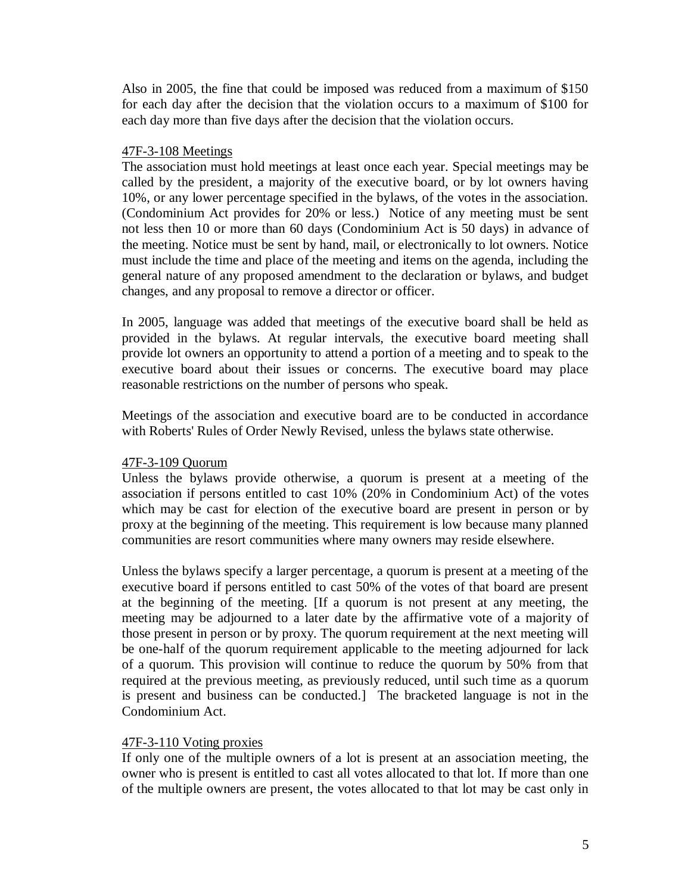Also in 2005, the fine that could be imposed was reduced from a maximum of $150 for each day after the decision that the violation occurs to a maximum of $100 for each day more than five days after the decision that the violation occurs.

<u>47F-3-108 Meetings</u>
The association must hold meetings at least once each year. Special meetings may be called by the president, a majority of the executive board, or by lot owners having 10%, or any lower percentage specified in the bylaws, of the votes in the association. (Condominium Act provides for 20% or less.) Notice of any meeting must be sent not less then 10 or more than 60 days (Condominium Act is 50 days) in advance of the meeting. Notice must be sent by hand, mail, or electronically to lot owners. Notice must include the time and place of the meeting and items on the agenda, including the general nature of any proposed amendment to the declaration or bylaws, and budget changes, and any proposal to remove a director or officer.

In 2005, language was added that meetings of the executive board shall be held as provided in the bylaws. At regular intervals, the executive board meeting shall provide lot owners an opportunity to attend a portion of a meeting and to speak to the executive board about their issues or concerns. The executive board may place reasonable restrictions on the number of persons who speak.

Meetings of the association and executive board are to be conducted in accordance with Roberts' Rules of Order Newly Revised, unless the bylaws state otherwise.

<u>47F-3-109 Quorum</u>
Unless the bylaws provide otherwise, a quorum is present at a meeting of the association if persons entitled to cast 10% (20% in Condominium Act) of the votes which may be cast for election of the executive board are present in person or by proxy at the beginning of the meeting. This requirement is low because many planned communities are resort communities where many owners may reside elsewhere.

Unless the bylaws specify a larger percentage, a quorum is present at a meeting of the executive board if persons entitled to cast 50% of the votes of that board are present at the beginning of the meeting. [If a quorum is not present at any meeting, the meeting may be adjourned to a later date by the affirmative vote of a majority of those present in person or by proxy. The quorum requirement at the next meeting will be one-half of the quorum requirement applicable to the meeting adjourned for lack of a quorum. This provision will continue to reduce the quorum by 50% from that required at the previous meeting, as previously reduced, until such time as a quorum is present and business can be conducted.] The bracketed language is not in the Condominium Act.

<u>47F-3-110 Voting proxies</u>
If only one of the multiple owners of a lot is present at an association meeting, the owner who is present is entitled to cast all votes allocated to that lot. If more than one of the multiple owners are present, the votes allocated to that lot may be cast only in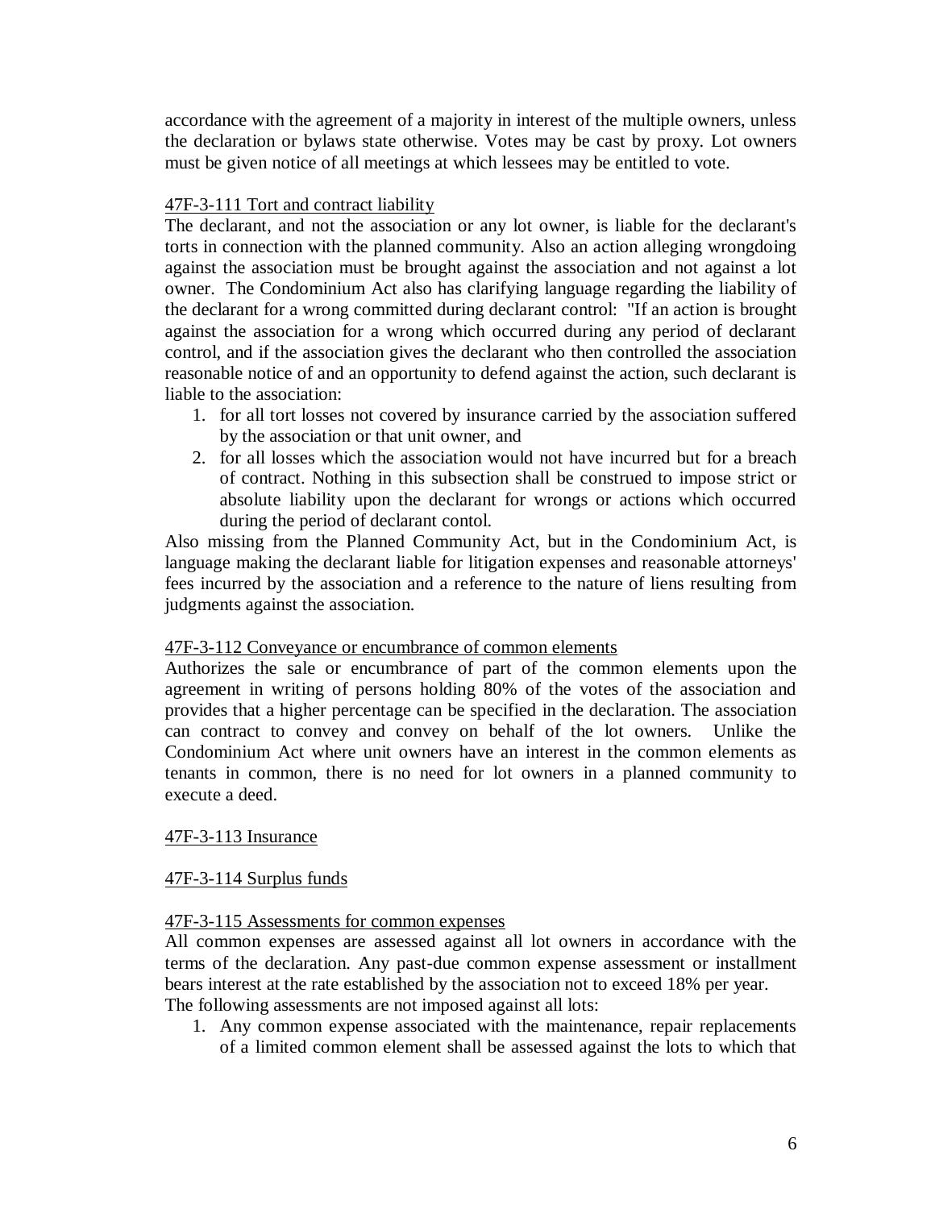accordance with the agreement of a majority in interest of the multiple owners, unless the declaration or bylaws state otherwise. Votes may be cast by proxy. Lot owners must be given notice of all meetings at which lessees may be entitled to vote.

<u>47F-3-111 Tort and contract liability</u>

The declarant, and not the association or any lot owner, is liable for the declarant's torts in connection with the planned community. Also an action alleging wrongdoing against the association must be brought against the association and not against a lot owner. The Condominium Act also has clarifying language regarding the liability of the declarant for a wrong committed during declarant control: "If an action is brought against the association for a wrong which occurred during any period of declarant control, and if the association gives the declarant who then controlled the association reasonable notice of and an opportunity to defend against the action, such declarant is liable to the association:

1. for all tort losses not covered by insurance carried by the association suffered by the association or that unit owner, and
2. for all losses which the association would not have incurred but for a breach of contract. Nothing in this subsection shall be construed to impose strict or absolute liability upon the declarant for wrongs or actions which occurred during the period of declarant contol.

Also missing from the Planned Community Act, but in the Condominium Act, is language making the declarant liable for litigation expenses and reasonable attorneys' fees incurred by the association and a reference to the nature of liens resulting from judgments against the association.

<u>47F-3-112 Conveyance or encumbrance of common elements</u>

Authorizes the sale or encumbrance of part of the common elements upon the agreement in writing of persons holding 80% of the votes of the association and provides that a higher percentage can be specified in the declaration. The association can contract to convey and convey on behalf of the lot owners. Unlike the Condominium Act where unit owners have an interest in the common elements as tenants in common, there is no need for lot owners in a planned community to execute a deed.

<u>47F-3-113 Insurance</u>

<u>47F-3-114 Surplus funds</u>

<u>47F-3-115 Assessments for common expenses</u>

All common expenses are assessed against all lot owners in accordance with the terms of the declaration. Any past-due common expense assessment or installment bears interest at the rate established by the association not to exceed 18% per year.
The following assessments are not imposed against all lots:

1. Any common expense associated with the maintenance, repair replacements of a limited common element shall be assessed against the lots to which that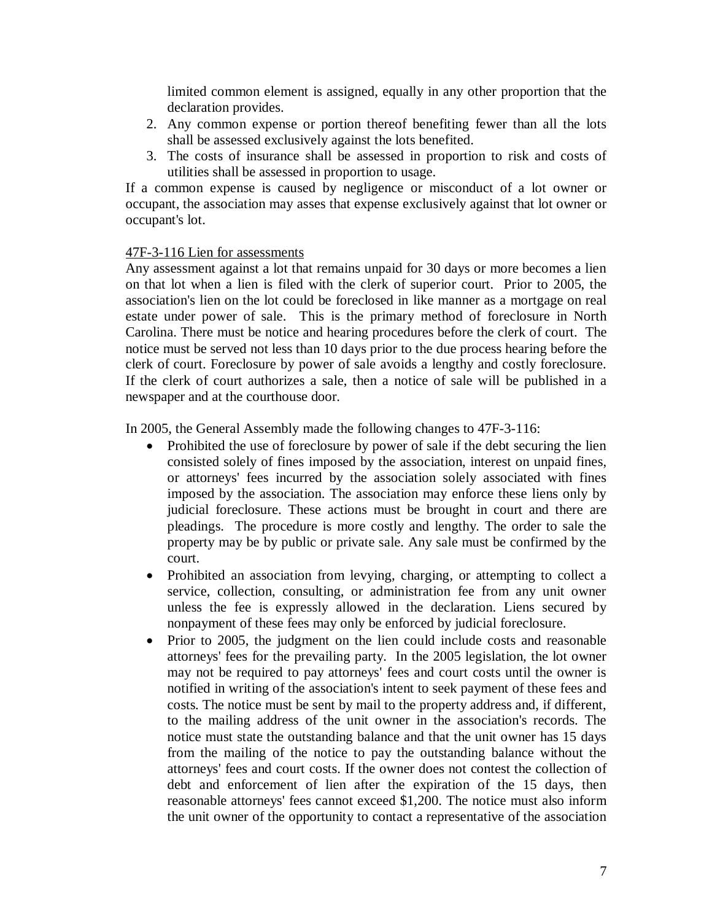limited common element is assigned, equally in any other proportion that the declaration provides.

2. Any common expense or portion thereof benefiting fewer than all the lots shall be assessed exclusively against the lots benefited.
3. The costs of insurance shall be assessed in proportion to risk and costs of utilities shall be assessed in proportion to usage.

If a common expense is caused by negligence or misconduct of a lot owner or occupant, the association may asses that expense exclusively against that lot owner or occupant's lot.

47F-3-116 Lien for assessments

Any assessment against a lot that remains unpaid for 30 days or more becomes a lien on that lot when a lien is filed with the clerk of superior court. Prior to 2005, the association's lien on the lot could be foreclosed in like manner as a mortgage on real estate under power of sale. This is the primary method of foreclosure in North Carolina. There must be notice and hearing procedures before the clerk of court. The notice must be served not less than 10 days prior to the due process hearing before the clerk of court. Foreclosure by power of sale avoids a lengthy and costly foreclosure. If the clerk of court authorizes a sale, then a notice of sale will be published in a newspaper and at the courthouse door.

In 2005, the General Assembly made the following changes to 47F-3-116:

- Prohibited the use of foreclosure by power of sale if the debt securing the lien consisted solely of fines imposed by the association, interest on unpaid fines, or attorneys' fees incurred by the association solely associated with fines imposed by the association. The association may enforce these liens only by judicial foreclosure. These actions must be brought in court and there are pleadings. The procedure is more costly and lengthy. The order to sale the property may be by public or private sale. Any sale must be confirmed by the court.
- Prohibited an association from levying, charging, or attempting to collect a service, collection, consulting, or administration fee from any unit owner unless the fee is expressly allowed in the declaration. Liens secured by nonpayment of these fees may only be enforced by judicial foreclosure.
- Prior to 2005, the judgment on the lien could include costs and reasonable attorneys' fees for the prevailing party. In the 2005 legislation, the lot owner may not be required to pay attorneys' fees and court costs until the owner is notified in writing of the association's intent to seek payment of these fees and costs. The notice must be sent by mail to the property address and, if different, to the mailing address of the unit owner in the association's records. The notice must state the outstanding balance and that the unit owner has 15 days from the mailing of the notice to pay the outstanding balance without the attorneys' fees and court costs. If the owner does not contest the collection of debt and enforcement of lien after the expiration of the 15 days, then reasonable attorneys' fees cannot exceed $1,200. The notice must also inform the unit owner of the opportunity to contact a representative of the association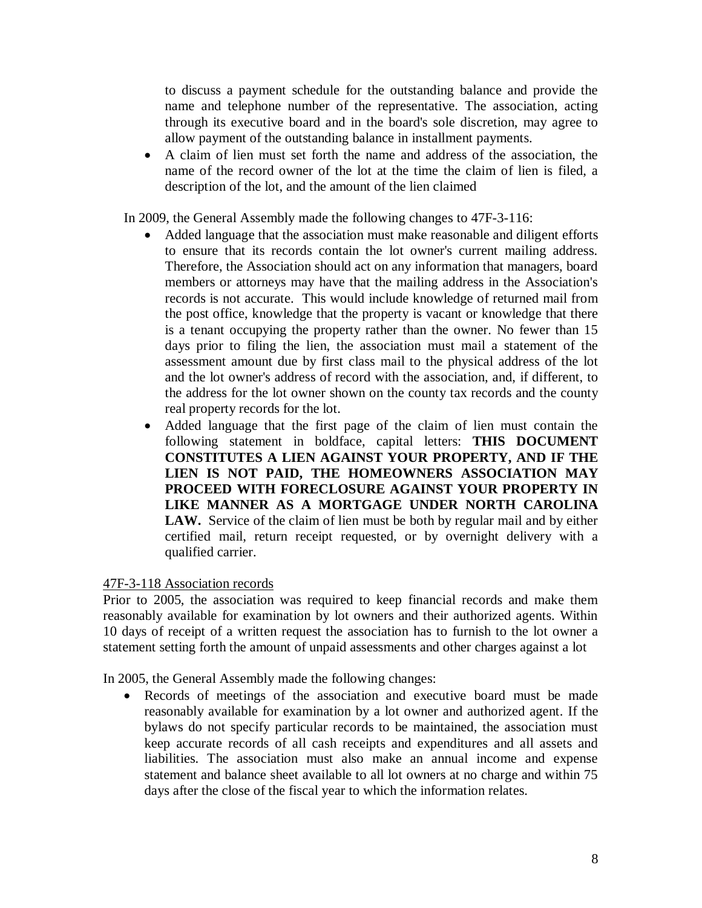to discuss a payment schedule for the outstanding balance and provide the name and telephone number of the representative. The association, acting through its executive board and in the board's sole discretion, may agree to allow payment of the outstanding balance in installment payments.

- A claim of lien must set forth the name and address of the association, the name of the record owner of the lot at the time the claim of lien is filed, a description of the lot, and the amount of the lien claimed

In 2009, the General Assembly made the following changes to 47F-3-116:

- Added language that the association must make reasonable and diligent efforts to ensure that its records contain the lot owner's current mailing address. Therefore, the Association should act on any information that managers, board members or attorneys may have that the mailing address in the Association's records is not accurate. This would include knowledge of returned mail from the post office, knowledge that the property is vacant or knowledge that there is a tenant occupying the property rather than the owner. No fewer than 15 days prior to filing the lien, the association must mail a statement of the assessment amount due by first class mail to the physical address of the lot and the lot owner's address of record with the association, and, if different, to the address for the lot owner shown on the county tax records and the county real property records for the lot.
- Added language that the first page of the claim of lien must contain the following statement in boldface, capital letters: **THIS DOCUMENT CONSTITUTES A LIEN AGAINST YOUR PROPERTY, AND IF THE LIEN IS NOT PAID, THE HOMEOWNERS ASSOCIATION MAY PROCEED WITH FORECLOSURE AGAINST YOUR PROPERTY IN LIKE MANNER AS A MORTGAGE UNDER NORTH CAROLINA LAW.** Service of the claim of lien must be both by regular mail and by either certified mail, return receipt requested, or by overnight delivery with a qualified carrier.

<u>47F-3-118 Association records</u>

Prior to 2005, the association was required to keep financial records and make them reasonably available for examination by lot owners and their authorized agents. Within 10 days of receipt of a written request the association has to furnish to the lot owner a statement setting forth the amount of unpaid assessments and other charges against a lot

In 2005, the General Assembly made the following changes:

- Records of meetings of the association and executive board must be made reasonably available for examination by a lot owner and authorized agent. If the bylaws do not specify particular records to be maintained, the association must keep accurate records of all cash receipts and expenditures and all assets and liabilities. The association must also make an annual income and expense statement and balance sheet available to all lot owners at no charge and within 75 days after the close of the fiscal year to which the information relates.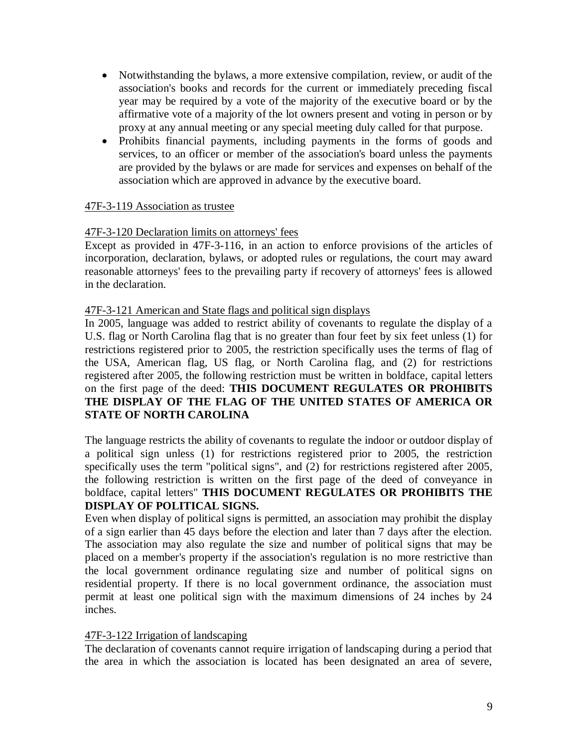- Notwithstanding the bylaws, a more extensive compilation, review, or audit of the association's books and records for the current or immediately preceding fiscal year may be required by a vote of the majority of the executive board or by the affirmative vote of a majority of the lot owners present and voting in person or by proxy at any annual meeting or any special meeting duly called for that purpose.
- Prohibits financial payments, including payments in the forms of goods and services, to an officer or member of the association's board unless the payments are provided by the bylaws or are made for services and expenses on behalf of the association which are approved in advance by the executive board.

<u>47F-3-119 Association as trustee</u>

<u>47F-3-120 Declaration limits on attorneys' fees</u>

Except as provided in 47F-3-116, in an action to enforce provisions of the articles of incorporation, declaration, bylaws, or adopted rules or regulations, the court may award reasonable attorneys' fees to the prevailing party if recovery of attorneys' fees is allowed in the declaration.

<u>47F-3-121 American and State flags and political sign displays</u>

In 2005, language was added to restrict ability of covenants to regulate the display of a U.S. flag or North Carolina flag that is no greater than four feet by six feet unless (1) for restrictions registered prior to 2005, the restriction specifically uses the terms of flag of the USA, American flag, US flag, or North Carolina flag, and (2) for restrictions registered after 2005, the following restriction must be written in boldface, capital letters on the first page of the deed: **THIS DOCUMENT REGULATES OR PROHIBITS THE DISPLAY OF THE FLAG OF THE UNITED STATES OF AMERICA OR STATE OF NORTH CAROLINA**

The language restricts the ability of covenants to regulate the indoor or outdoor display of a political sign unless (1) for restrictions registered prior to 2005, the restriction specifically uses the term "political signs", and (2) for restrictions registered after 2005, the following restriction is written on the first page of the deed of conveyance in boldface, capital letters" **THIS DOCUMENT REGULATES OR PROHIBITS THE DISPLAY OF POLITICAL SIGNS.**

Even when display of political signs is permitted, an association may prohibit the display of a sign earlier than 45 days before the election and later than 7 days after the election. The association may also regulate the size and number of political signs that may be placed on a member's property if the association's regulation is no more restrictive than the local government ordinance regulating size and number of political signs on residential property. If there is no local government ordinance, the association must permit at least one political sign with the maximum dimensions of 24 inches by 24 inches.

<u>47F-3-122 Irrigation of landscaping</u>

The declaration of covenants cannot require irrigation of landscaping during a period that the area in which the association is located has been designated an area of severe,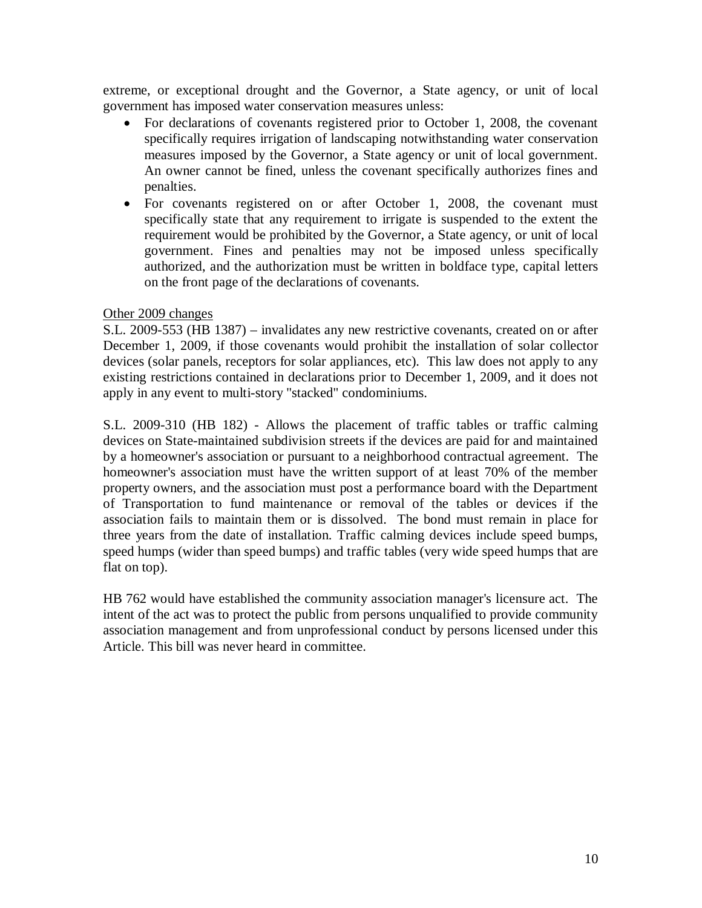extreme, or exceptional drought and the Governor, a State agency, or unit of local government has imposed water conservation measures unless:

- For declarations of covenants registered prior to October 1, 2008, the covenant specifically requires irrigation of landscaping notwithstanding water conservation measures imposed by the Governor, a State agency or unit of local government. An owner cannot be fined, unless the covenant specifically authorizes fines and penalties.
- For covenants registered on or after October 1, 2008, the covenant must specifically state that any requirement to irrigate is suspended to the extent the requirement would be prohibited by the Governor, a State agency, or unit of local government. Fines and penalties may not be imposed unless specifically authorized, and the authorization must be written in boldface type, capital letters on the front page of the declarations of covenants.

Other 2009 changes

S.L. 2009-553 (HB 1387) – invalidates any new restrictive covenants, created on or after December 1, 2009, if those covenants would prohibit the installation of solar collector devices (solar panels, receptors for solar appliances, etc). This law does not apply to any existing restrictions contained in declarations prior to December 1, 2009, and it does not apply in any event to multi-story "stacked" condominiums.

S.L. 2009-310 (HB 182) - Allows the placement of traffic tables or traffic calming devices on State-maintained subdivision streets if the devices are paid for and maintained by a homeowner's association or pursuant to a neighborhood contractual agreement. The homeowner's association must have the written support of at least 70% of the member property owners, and the association must post a performance board with the Department of Transportation to fund maintenance or removal of the tables or devices if the association fails to maintain them or is dissolved. The bond must remain in place for three years from the date of installation. Traffic calming devices include speed bumps, speed humps (wider than speed bumps) and traffic tables (very wide speed humps that are flat on top).

HB 762 would have established the community association manager's licensure act. The intent of the act was to protect the public from persons unqualified to provide community association management and from unprofessional conduct by persons licensed under this Article. This bill was never heard in committee.